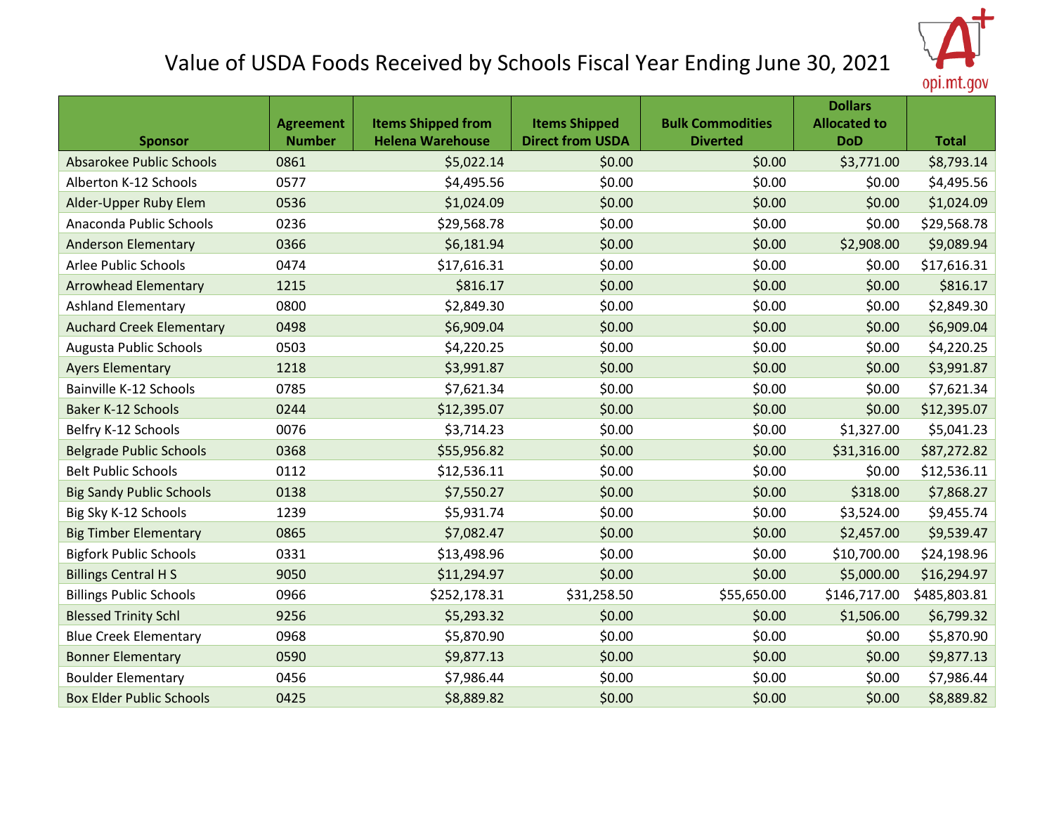# Value of USDA Foods Received by Schools Fiscal Year Ending June 30, 2021

| Sponsor | Agreement Number | Items Shipped from Helena Warehouse | Items Shipped Direct from USDA | Bulk Commodities Diverted | Dollars Allocated to DoD | Total |
|---|---|---|---|---|---|---|
| Absarokee Public Schools | 0861 | $5,022.14 | $0.00 | $0.00 | $3,771.00 | $8,793.14 |
| Alberton K-12 Schools | 0577 | $4,495.56 | $0.00 | $0.00 | $0.00 | $4,495.56 |
| Alder-Upper Ruby Elem | 0536 | $1,024.09 | $0.00 | $0.00 | $0.00 | $1,024.09 |
| Anaconda Public Schools | 0236 | $29,568.78 | $0.00 | $0.00 | $0.00 | $29,568.78 |
| Anderson Elementary | 0366 | $6,181.94 | $0.00 | $0.00 | $2,908.00 | $9,089.94 |
| Arlee Public Schools | 0474 | $17,616.31 | $0.00 | $0.00 | $0.00 | $17,616.31 |
| Arrowhead Elementary | 1215 | $816.17 | $0.00 | $0.00 | $0.00 | $816.17 |
| Ashland Elementary | 0800 | $2,849.30 | $0.00 | $0.00 | $0.00 | $2,849.30 |
| Auchard Creek Elementary | 0498 | $6,909.04 | $0.00 | $0.00 | $0.00 | $6,909.04 |
| Augusta Public Schools | 0503 | $4,220.25 | $0.00 | $0.00 | $0.00 | $4,220.25 |
| Ayers Elementary | 1218 | $3,991.87 | $0.00 | $0.00 | $0.00 | $3,991.87 |
| Bainville K-12 Schools | 0785 | $7,621.34 | $0.00 | $0.00 | $0.00 | $7,621.34 |
| Baker K-12 Schools | 0244 | $12,395.07 | $0.00 | $0.00 | $0.00 | $12,395.07 |
| Belfry K-12 Schools | 0076 | $3,714.23 | $0.00 | $0.00 | $1,327.00 | $5,041.23 |
| Belgrade Public Schools | 0368 | $55,956.82 | $0.00 | $0.00 | $31,316.00 | $87,272.82 |
| Belt Public Schools | 0112 | $12,536.11 | $0.00 | $0.00 | $0.00 | $12,536.11 |
| Big Sandy Public Schools | 0138 | $7,550.27 | $0.00 | $0.00 | $318.00 | $7,868.27 |
| Big Sky K-12 Schools | 1239 | $5,931.74 | $0.00 | $0.00 | $3,524.00 | $9,455.74 |
| Big Timber Elementary | 0865 | $7,082.47 | $0.00 | $0.00 | $2,457.00 | $9,539.47 |
| Bigfork Public Schools | 0331 | $13,498.96 | $0.00 | $0.00 | $10,700.00 | $24,198.96 |
| Billings Central H S | 9050 | $11,294.97 | $0.00 | $0.00 | $5,000.00 | $16,294.97 |
| Billings Public Schools | 0966 | $252,178.31 | $31,258.50 | $55,650.00 | $146,717.00 | $485,803.81 |
| Blessed Trinity Schl | 9256 | $5,293.32 | $0.00 | $0.00 | $1,506.00 | $6,799.32 |
| Blue Creek Elementary | 0968 | $5,870.90 | $0.00 | $0.00 | $0.00 | $5,870.90 |
| Bonner Elementary | 0590 | $9,877.13 | $0.00 | $0.00 | $0.00 | $9,877.13 |
| Boulder Elementary | 0456 | $7,986.44 | $0.00 | $0.00 | $0.00 | $7,986.44 |
| Box Elder Public Schools | 0425 | $8,889.82 | $0.00 | $0.00 | $0.00 | $8,889.82 |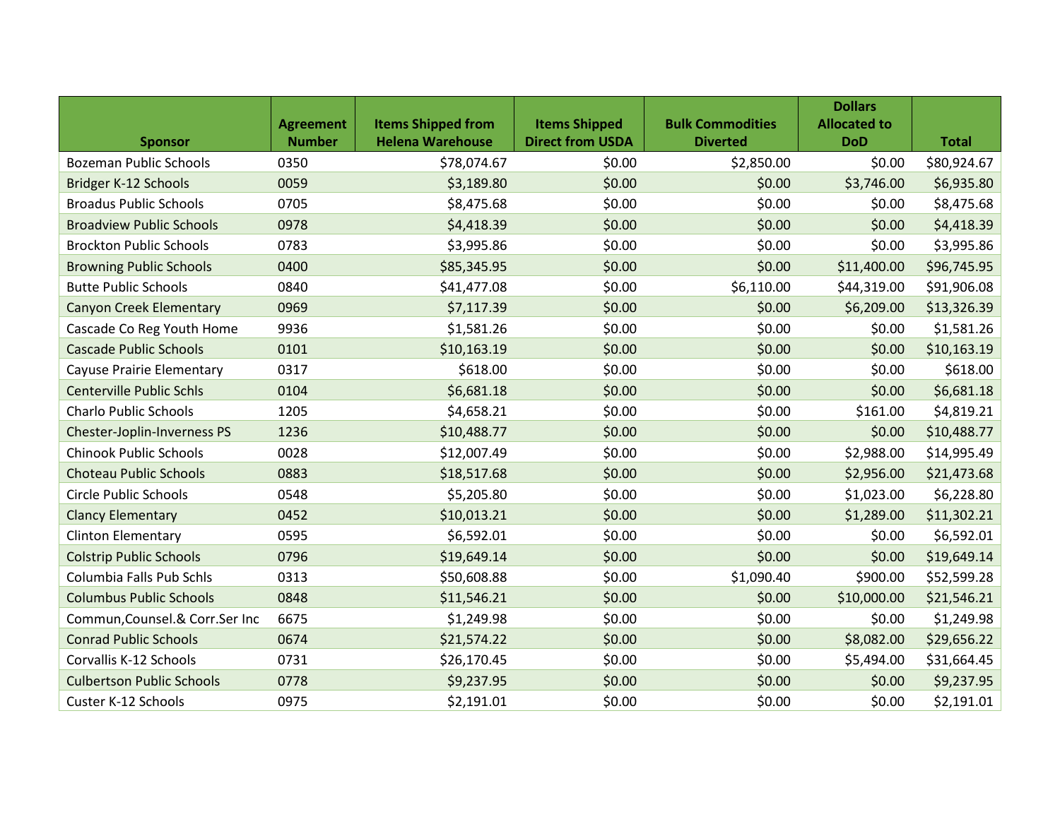| Sponsor | Agreement Number | Items Shipped from Helena Warehouse | Items Shipped Direct from USDA | Bulk Commodities Diverted | Dollars Allocated to DoD | Total |
|---|---|---|---|---|---|---|
| Bozeman Public Schools | 0350 | $78,074.67 | $0.00 | $2,850.00 | $0.00 | $80,924.67 |
| Bridger K-12 Schools | 0059 | $3,189.80 | $0.00 | $0.00 | $3,746.00 | $6,935.80 |
| Broadus Public Schools | 0705 | $8,475.68 | $0.00 | $0.00 | $0.00 | $8,475.68 |
| Broadview Public Schools | 0978 | $4,418.39 | $0.00 | $0.00 | $0.00 | $4,418.39 |
| Brockton Public Schools | 0783 | $3,995.86 | $0.00 | $0.00 | $0.00 | $3,995.86 |
| Browning Public Schools | 0400 | $85,345.95 | $0.00 | $0.00 | $11,400.00 | $96,745.95 |
| Butte Public Schools | 0840 | $41,477.08 | $0.00 | $6,110.00 | $44,319.00 | $91,906.08 |
| Canyon Creek Elementary | 0969 | $7,117.39 | $0.00 | $0.00 | $6,209.00 | $13,326.39 |
| Cascade Co Reg Youth Home | 9936 | $1,581.26 | $0.00 | $0.00 | $0.00 | $1,581.26 |
| Cascade Public Schools | 0101 | $10,163.19 | $0.00 | $0.00 | $0.00 | $10,163.19 |
| Cayuse Prairie Elementary | 0317 | $618.00 | $0.00 | $0.00 | $0.00 | $618.00 |
| Centerville Public Schls | 0104 | $6,681.18 | $0.00 | $0.00 | $0.00 | $6,681.18 |
| Charlo Public Schools | 1205 | $4,658.21 | $0.00 | $0.00 | $161.00 | $4,819.21 |
| Chester-Joplin-Inverness PS | 1236 | $10,488.77 | $0.00 | $0.00 | $0.00 | $10,488.77 |
| Chinook Public Schools | 0028 | $12,007.49 | $0.00 | $0.00 | $2,988.00 | $14,995.49 |
| Choteau Public Schools | 0883 | $18,517.68 | $0.00 | $0.00 | $2,956.00 | $21,473.68 |
| Circle Public Schools | 0548 | $5,205.80 | $0.00 | $0.00 | $1,023.00 | $6,228.80 |
| Clancy Elementary | 0452 | $10,013.21 | $0.00 | $0.00 | $1,289.00 | $11,302.21 |
| Clinton Elementary | 0595 | $6,592.01 | $0.00 | $0.00 | $0.00 | $6,592.01 |
| Colstrip Public Schools | 0796 | $19,649.14 | $0.00 | $0.00 | $0.00 | $19,649.14 |
| Columbia Falls Pub Schls | 0313 | $50,608.88 | $0.00 | $1,090.40 | $900.00 | $52,599.28 |
| Columbus Public Schools | 0848 | $11,546.21 | $0.00 | $0.00 | $10,000.00 | $21,546.21 |
| Commun,Counsel.& Corr.Ser Inc | 6675 | $1,249.98 | $0.00 | $0.00 | $0.00 | $1,249.98 |
| Conrad Public Schools | 0674 | $21,574.22 | $0.00 | $0.00 | $8,082.00 | $29,656.22 |
| Corvallis K-12 Schools | 0731 | $26,170.45 | $0.00 | $0.00 | $5,494.00 | $31,664.45 |
| Culbertson Public Schools | 0778 | $9,237.95 | $0.00 | $0.00 | $0.00 | $9,237.95 |
| Custer K-12 Schools | 0975 | $2,191.01 | $0.00 | $0.00 | $0.00 | $2,191.01 |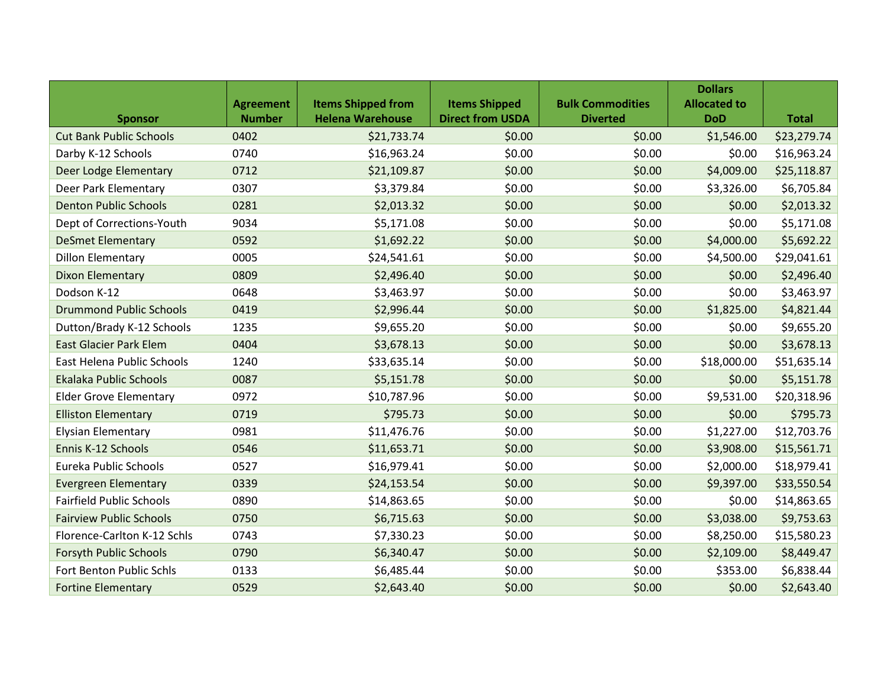| Sponsor | Agreement Number | Items Shipped from Helena Warehouse | Items Shipped Direct from USDA | Bulk Commodities Diverted | Dollars Allocated to DoD | Total |
|---|---|---|---|---|---|---|
| Cut Bank Public Schools | 0402 | $21,733.74 | $0.00 | $0.00 | $1,546.00 | $23,279.74 |
| Darby K-12 Schools | 0740 | $16,963.24 | $0.00 | $0.00 | $0.00 | $16,963.24 |
| Deer Lodge Elementary | 0712 | $21,109.87 | $0.00 | $0.00 | $4,009.00 | $25,118.87 |
| Deer Park Elementary | 0307 | $3,379.84 | $0.00 | $0.00 | $3,326.00 | $6,705.84 |
| Denton Public Schools | 0281 | $2,013.32 | $0.00 | $0.00 | $0.00 | $2,013.32 |
| Dept of Corrections-Youth | 9034 | $5,171.08 | $0.00 | $0.00 | $0.00 | $5,171.08 |
| DeSmet Elementary | 0592 | $1,692.22 | $0.00 | $0.00 | $4,000.00 | $5,692.22 |
| Dillon Elementary | 0005 | $24,541.61 | $0.00 | $0.00 | $4,500.00 | $29,041.61 |
| Dixon Elementary | 0809 | $2,496.40 | $0.00 | $0.00 | $0.00 | $2,496.40 |
| Dodson K-12 | 0648 | $3,463.97 | $0.00 | $0.00 | $0.00 | $3,463.97 |
| Drummond Public Schools | 0419 | $2,996.44 | $0.00 | $0.00 | $1,825.00 | $4,821.44 |
| Dutton/Brady K-12 Schools | 1235 | $9,655.20 | $0.00 | $0.00 | $0.00 | $9,655.20 |
| East Glacier Park Elem | 0404 | $3,678.13 | $0.00 | $0.00 | $0.00 | $3,678.13 |
| East Helena Public Schools | 1240 | $33,635.14 | $0.00 | $0.00 | $18,000.00 | $51,635.14 |
| Ekalaka Public Schools | 0087 | $5,151.78 | $0.00 | $0.00 | $0.00 | $5,151.78 |
| Elder Grove Elementary | 0972 | $10,787.96 | $0.00 | $0.00 | $9,531.00 | $20,318.96 |
| Elliston Elementary | 0719 | $795.73 | $0.00 | $0.00 | $0.00 | $795.73 |
| Elysian Elementary | 0981 | $11,476.76 | $0.00 | $0.00 | $1,227.00 | $12,703.76 |
| Ennis K-12 Schools | 0546 | $11,653.71 | $0.00 | $0.00 | $3,908.00 | $15,561.71 |
| Eureka Public Schools | 0527 | $16,979.41 | $0.00 | $0.00 | $2,000.00 | $18,979.41 |
| Evergreen Elementary | 0339 | $24,153.54 | $0.00 | $0.00 | $9,397.00 | $33,550.54 |
| Fairfield Public Schools | 0890 | $14,863.65 | $0.00 | $0.00 | $0.00 | $14,863.65 |
| Fairview Public Schools | 0750 | $6,715.63 | $0.00 | $0.00 | $3,038.00 | $9,753.63 |
| Florence-Carlton K-12 Schls | 0743 | $7,330.23 | $0.00 | $0.00 | $8,250.00 | $15,580.23 |
| Forsyth Public Schools | 0790 | $6,340.47 | $0.00 | $0.00 | $2,109.00 | $8,449.47 |
| Fort Benton Public Schls | 0133 | $6,485.44 | $0.00 | $0.00 | $353.00 | $6,838.44 |
| Fortine Elementary | 0529 | $2,643.40 | $0.00 | $0.00 | $0.00 | $2,643.40 |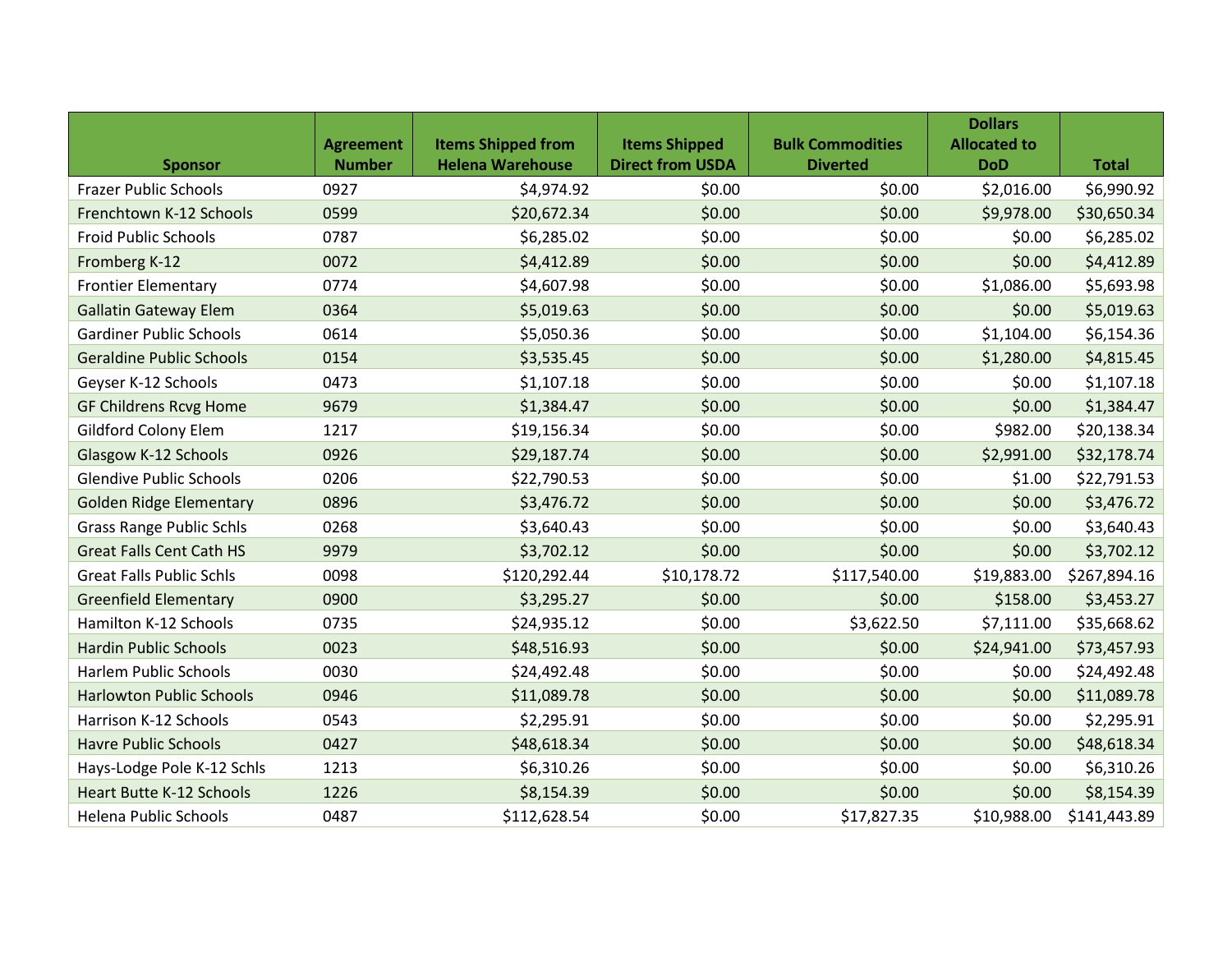| Sponsor | Agreement Number | Items Shipped from Helena Warehouse | Items Shipped Direct from USDA | Bulk Commodities Diverted | Dollars Allocated to DoD | Total |
|---|---|---|---|---|---|---|
| Frazer Public Schools | 0927 | $4,974.92 | $0.00 | $0.00 | $2,016.00 | $6,990.92 |
| Frenchtown K-12 Schools | 0599 | $20,672.34 | $0.00 | $0.00 | $9,978.00 | $30,650.34 |
| Froid Public Schools | 0787 | $6,285.02 | $0.00 | $0.00 | $0.00 | $6,285.02 |
| Fromberg K-12 | 0072 | $4,412.89 | $0.00 | $0.00 | $0.00 | $4,412.89 |
| Frontier Elementary | 0774 | $4,607.98 | $0.00 | $0.00 | $1,086.00 | $5,693.98 |
| Gallatin Gateway Elem | 0364 | $5,019.63 | $0.00 | $0.00 | $0.00 | $5,019.63 |
| Gardiner Public Schools | 0614 | $5,050.36 | $0.00 | $0.00 | $1,104.00 | $6,154.36 |
| Geraldine Public Schools | 0154 | $3,535.45 | $0.00 | $0.00 | $1,280.00 | $4,815.45 |
| Geyser K-12 Schools | 0473 | $1,107.18 | $0.00 | $0.00 | $0.00 | $1,107.18 |
| GF Childrens Rcvg Home | 9679 | $1,384.47 | $0.00 | $0.00 | $0.00 | $1,384.47 |
| Gildford Colony Elem | 1217 | $19,156.34 | $0.00 | $0.00 | $982.00 | $20,138.34 |
| Glasgow K-12 Schools | 0926 | $29,187.74 | $0.00 | $0.00 | $2,991.00 | $32,178.74 |
| Glendive Public Schools | 0206 | $22,790.53 | $0.00 | $0.00 | $1.00 | $22,791.53 |
| Golden Ridge Elementary | 0896 | $3,476.72 | $0.00 | $0.00 | $0.00 | $3,476.72 |
| Grass Range Public Schls | 0268 | $3,640.43 | $0.00 | $0.00 | $0.00 | $3,640.43 |
| Great Falls Cent Cath HS | 9979 | $3,702.12 | $0.00 | $0.00 | $0.00 | $3,702.12 |
| Great Falls Public Schls | 0098 | $120,292.44 | $10,178.72 | $117,540.00 | $19,883.00 | $267,894.16 |
| Greenfield Elementary | 0900 | $3,295.27 | $0.00 | $0.00 | $158.00 | $3,453.27 |
| Hamilton K-12 Schools | 0735 | $24,935.12 | $0.00 | $3,622.50 | $7,111.00 | $35,668.62 |
| Hardin Public Schools | 0023 | $48,516.93 | $0.00 | $0.00 | $24,941.00 | $73,457.93 |
| Harlem Public Schools | 0030 | $24,492.48 | $0.00 | $0.00 | $0.00 | $24,492.48 |
| Harlowton Public Schools | 0946 | $11,089.78 | $0.00 | $0.00 | $0.00 | $11,089.78 |
| Harrison K-12 Schools | 0543 | $2,295.91 | $0.00 | $0.00 | $0.00 | $2,295.91 |
| Havre Public Schools | 0427 | $48,618.34 | $0.00 | $0.00 | $0.00 | $48,618.34 |
| Hays-Lodge Pole K-12 Schls | 1213 | $6,310.26 | $0.00 | $0.00 | $0.00 | $6,310.26 |
| Heart Butte K-12 Schools | 1226 | $8,154.39 | $0.00 | $0.00 | $0.00 | $8,154.39 |
| Helena Public Schools | 0487 | $112,628.54 | $0.00 | $17,827.35 | $10,988.00 | $141,443.89 |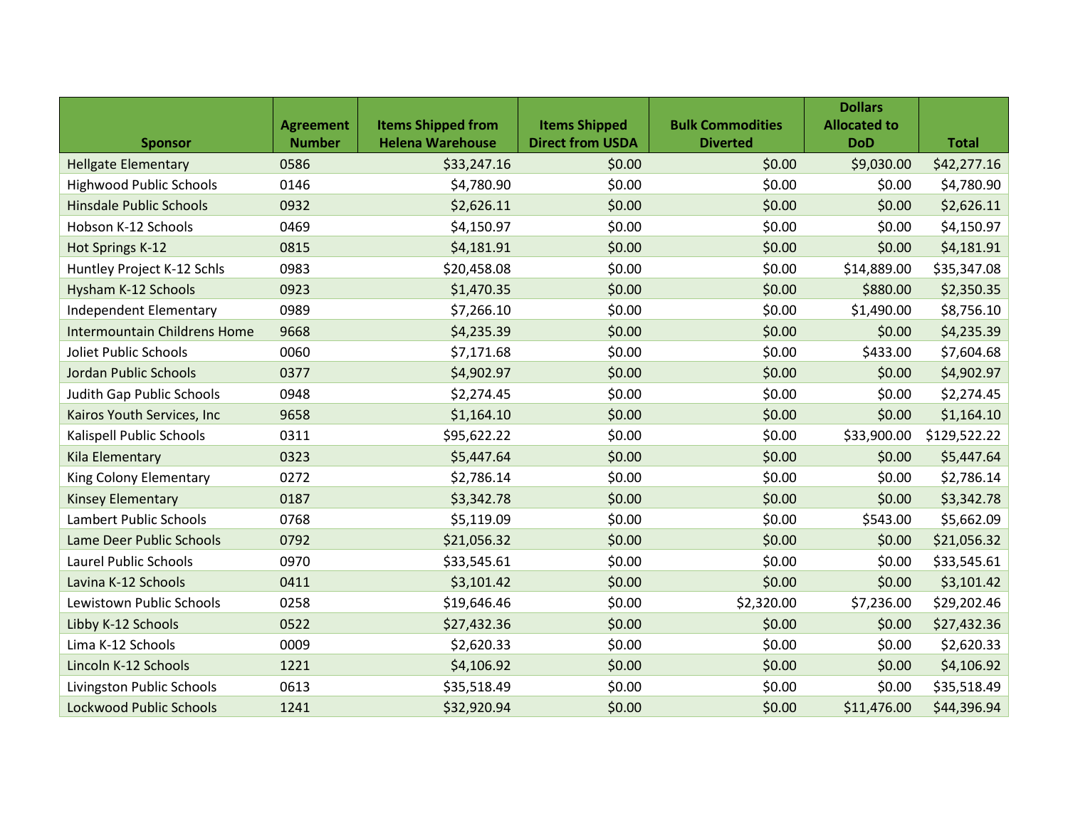| Sponsor | Agreement Number | Items Shipped from Helena Warehouse | Items Shipped Direct from USDA | Bulk Commodities Diverted | Dollars Allocated to DoD | Total |
|---|---|---|---|---|---|---|
| Hellgate Elementary | 0586 | $33,247.16 | $0.00 | $0.00 | $9,030.00 | $42,277.16 |
| Highwood Public Schools | 0146 | $4,780.90 | $0.00 | $0.00 | $0.00 | $4,780.90 |
| Hinsdale Public Schools | 0932 | $2,626.11 | $0.00 | $0.00 | $0.00 | $2,626.11 |
| Hobson K-12 Schools | 0469 | $4,150.97 | $0.00 | $0.00 | $0.00 | $4,150.97 |
| Hot Springs K-12 | 0815 | $4,181.91 | $0.00 | $0.00 | $0.00 | $4,181.91 |
| Huntley Project K-12 Schls | 0983 | $20,458.08 | $0.00 | $0.00 | $14,889.00 | $35,347.08 |
| Hysham K-12 Schools | 0923 | $1,470.35 | $0.00 | $0.00 | $880.00 | $2,350.35 |
| Independent Elementary | 0989 | $7,266.10 | $0.00 | $0.00 | $1,490.00 | $8,756.10 |
| Intermountain Childrens Home | 9668 | $4,235.39 | $0.00 | $0.00 | $0.00 | $4,235.39 |
| Joliet Public Schools | 0060 | $7,171.68 | $0.00 | $0.00 | $433.00 | $7,604.68 |
| Jordan Public Schools | 0377 | $4,902.97 | $0.00 | $0.00 | $0.00 | $4,902.97 |
| Judith Gap Public Schools | 0948 | $2,274.45 | $0.00 | $0.00 | $0.00 | $2,274.45 |
| Kairos Youth Services, Inc | 9658 | $1,164.10 | $0.00 | $0.00 | $0.00 | $1,164.10 |
| Kalispell Public Schools | 0311 | $95,622.22 | $0.00 | $0.00 | $33,900.00 | $129,522.22 |
| Kila Elementary | 0323 | $5,447.64 | $0.00 | $0.00 | $0.00 | $5,447.64 |
| King Colony Elementary | 0272 | $2,786.14 | $0.00 | $0.00 | $0.00 | $2,786.14 |
| Kinsey Elementary | 0187 | $3,342.78 | $0.00 | $0.00 | $0.00 | $3,342.78 |
| Lambert Public Schools | 0768 | $5,119.09 | $0.00 | $0.00 | $543.00 | $5,662.09 |
| Lame Deer Public Schools | 0792 | $21,056.32 | $0.00 | $0.00 | $0.00 | $21,056.32 |
| Laurel Public Schools | 0970 | $33,545.61 | $0.00 | $0.00 | $0.00 | $33,545.61 |
| Lavina K-12 Schools | 0411 | $3,101.42 | $0.00 | $0.00 | $0.00 | $3,101.42 |
| Lewistown Public Schools | 0258 | $19,646.46 | $0.00 | $2,320.00 | $7,236.00 | $29,202.46 |
| Libby K-12 Schools | 0522 | $27,432.36 | $0.00 | $0.00 | $0.00 | $27,432.36 |
| Lima K-12 Schools | 0009 | $2,620.33 | $0.00 | $0.00 | $0.00 | $2,620.33 |
| Lincoln K-12 Schools | 1221 | $4,106.92 | $0.00 | $0.00 | $0.00 | $4,106.92 |
| Livingston Public Schools | 0613 | $35,518.49 | $0.00 | $0.00 | $0.00 | $35,518.49 |
| Lockwood Public Schools | 1241 | $32,920.94 | $0.00 | $0.00 | $11,476.00 | $44,396.94 |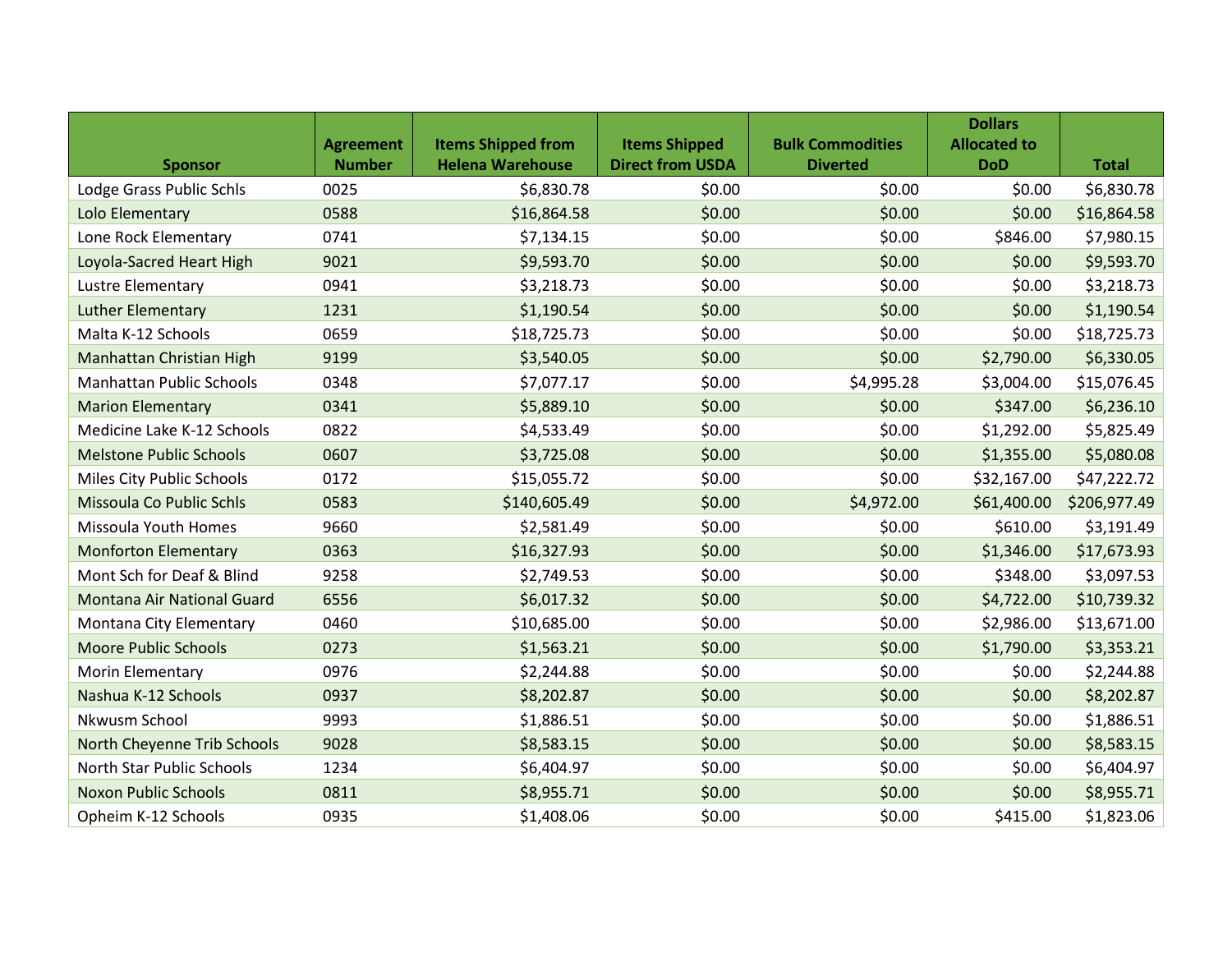| Sponsor | Agreement Number | Items Shipped from Helena Warehouse | Items Shipped Direct from USDA | Bulk Commodities Diverted | Dollars Allocated to DoD | Total |
|---|---|---|---|---|---|---|
| Lodge Grass Public Schls | 0025 | $6,830.78 | $0.00 | $0.00 | $0.00 | $6,830.78 |
| Lolo Elementary | 0588 | $16,864.58 | $0.00 | $0.00 | $0.00 | $16,864.58 |
| Lone Rock Elementary | 0741 | $7,134.15 | $0.00 | $0.00 | $846.00 | $7,980.15 |
| Loyola-Sacred Heart High | 9021 | $9,593.70 | $0.00 | $0.00 | $0.00 | $9,593.70 |
| Lustre Elementary | 0941 | $3,218.73 | $0.00 | $0.00 | $0.00 | $3,218.73 |
| Luther Elementary | 1231 | $1,190.54 | $0.00 | $0.00 | $0.00 | $1,190.54 |
| Malta K-12 Schools | 0659 | $18,725.73 | $0.00 | $0.00 | $0.00 | $18,725.73 |
| Manhattan Christian High | 9199 | $3,540.05 | $0.00 | $0.00 | $2,790.00 | $6,330.05 |
| Manhattan Public Schools | 0348 | $7,077.17 | $0.00 | $4,995.28 | $3,004.00 | $15,076.45 |
| Marion Elementary | 0341 | $5,889.10 | $0.00 | $0.00 | $347.00 | $6,236.10 |
| Medicine Lake K-12 Schools | 0822 | $4,533.49 | $0.00 | $0.00 | $1,292.00 | $5,825.49 |
| Melstone Public Schools | 0607 | $3,725.08 | $0.00 | $0.00 | $1,355.00 | $5,080.08 |
| Miles City Public Schools | 0172 | $15,055.72 | $0.00 | $0.00 | $32,167.00 | $47,222.72 |
| Missoula Co Public Schls | 0583 | $140,605.49 | $0.00 | $4,972.00 | $61,400.00 | $206,977.49 |
| Missoula Youth Homes | 9660 | $2,581.49 | $0.00 | $0.00 | $610.00 | $3,191.49 |
| Monforton Elementary | 0363 | $16,327.93 | $0.00 | $0.00 | $1,346.00 | $17,673.93 |
| Mont Sch for Deaf & Blind | 9258 | $2,749.53 | $0.00 | $0.00 | $348.00 | $3,097.53 |
| Montana Air National Guard | 6556 | $6,017.32 | $0.00 | $0.00 | $4,722.00 | $10,739.32 |
| Montana City Elementary | 0460 | $10,685.00 | $0.00 | $0.00 | $2,986.00 | $13,671.00 |
| Moore Public Schools | 0273 | $1,563.21 | $0.00 | $0.00 | $1,790.00 | $3,353.21 |
| Morin Elementary | 0976 | $2,244.88 | $0.00 | $0.00 | $0.00 | $2,244.88 |
| Nashua K-12 Schools | 0937 | $8,202.87 | $0.00 | $0.00 | $0.00 | $8,202.87 |
| Nkwusm School | 9993 | $1,886.51 | $0.00 | $0.00 | $0.00 | $1,886.51 |
| North Cheyenne Trib Schools | 9028 | $8,583.15 | $0.00 | $0.00 | $0.00 | $8,583.15 |
| North Star Public Schools | 1234 | $6,404.97 | $0.00 | $0.00 | $0.00 | $6,404.97 |
| Noxon Public Schools | 0811 | $8,955.71 | $0.00 | $0.00 | $0.00 | $8,955.71 |
| Opheim K-12 Schools | 0935 | $1,408.06 | $0.00 | $0.00 | $415.00 | $1,823.06 |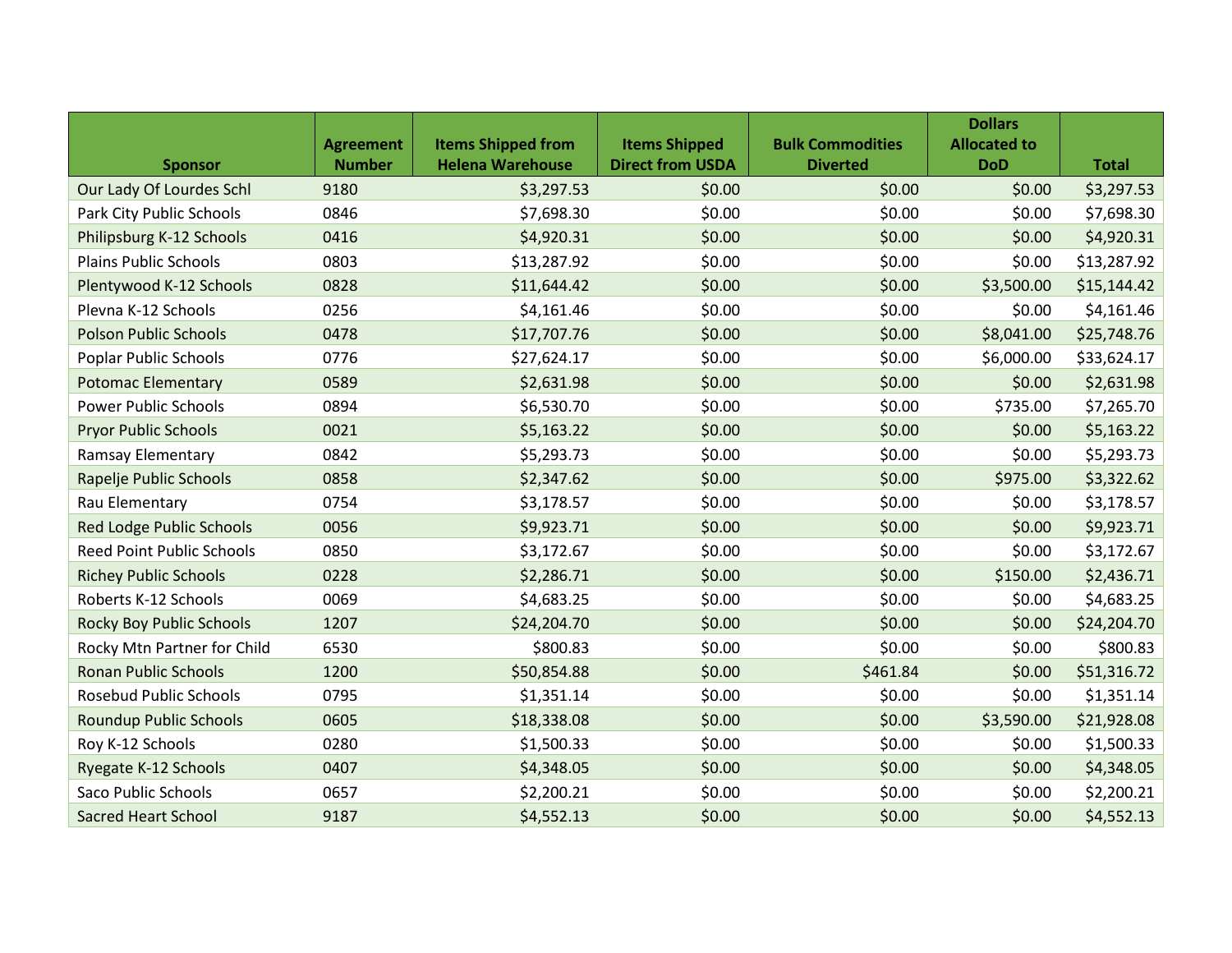| Sponsor | Agreement Number | Items Shipped from Helena Warehouse | Items Shipped Direct from USDA | Bulk Commodities Diverted | Dollars Allocated to DoD | Total |
|---|---|---|---|---|---|---|
| Our Lady Of Lourdes Schl | 9180 | $3,297.53 | $0.00 | $0.00 | $0.00 | $3,297.53 |
| Park City Public Schools | 0846 | $7,698.30 | $0.00 | $0.00 | $0.00 | $7,698.30 |
| Philipsburg K-12 Schools | 0416 | $4,920.31 | $0.00 | $0.00 | $0.00 | $4,920.31 |
| Plains Public Schools | 0803 | $13,287.92 | $0.00 | $0.00 | $0.00 | $13,287.92 |
| Plentywood K-12 Schools | 0828 | $11,644.42 | $0.00 | $0.00 | $3,500.00 | $15,144.42 |
| Plevna K-12 Schools | 0256 | $4,161.46 | $0.00 | $0.00 | $0.00 | $4,161.46 |
| Polson Public Schools | 0478 | $17,707.76 | $0.00 | $0.00 | $8,041.00 | $25,748.76 |
| Poplar Public Schools | 0776 | $27,624.17 | $0.00 | $0.00 | $6,000.00 | $33,624.17 |
| Potomac Elementary | 0589 | $2,631.98 | $0.00 | $0.00 | $0.00 | $2,631.98 |
| Power Public Schools | 0894 | $6,530.70 | $0.00 | $0.00 | $735.00 | $7,265.70 |
| Pryor Public Schools | 0021 | $5,163.22 | $0.00 | $0.00 | $0.00 | $5,163.22 |
| Ramsay Elementary | 0842 | $5,293.73 | $0.00 | $0.00 | $0.00 | $5,293.73 |
| Rapelje Public Schools | 0858 | $2,347.62 | $0.00 | $0.00 | $975.00 | $3,322.62 |
| Rau Elementary | 0754 | $3,178.57 | $0.00 | $0.00 | $0.00 | $3,178.57 |
| Red Lodge Public Schools | 0056 | $9,923.71 | $0.00 | $0.00 | $0.00 | $9,923.71 |
| Reed Point Public Schools | 0850 | $3,172.67 | $0.00 | $0.00 | $0.00 | $3,172.67 |
| Richey Public Schools | 0228 | $2,286.71 | $0.00 | $0.00 | $150.00 | $2,436.71 |
| Roberts K-12 Schools | 0069 | $4,683.25 | $0.00 | $0.00 | $0.00 | $4,683.25 |
| Rocky Boy Public Schools | 1207 | $24,204.70 | $0.00 | $0.00 | $0.00 | $24,204.70 |
| Rocky Mtn Partner for Child | 6530 | $800.83 | $0.00 | $0.00 | $0.00 | $800.83 |
| Ronan Public Schools | 1200 | $50,854.88 | $0.00 | $461.84 | $0.00 | $51,316.72 |
| Rosebud Public Schools | 0795 | $1,351.14 | $0.00 | $0.00 | $0.00 | $1,351.14 |
| Roundup Public Schools | 0605 | $18,338.08 | $0.00 | $0.00 | $3,590.00 | $21,928.08 |
| Roy K-12 Schools | 0280 | $1,500.33 | $0.00 | $0.00 | $0.00 | $1,500.33 |
| Ryegate K-12 Schools | 0407 | $4,348.05 | $0.00 | $0.00 | $0.00 | $4,348.05 |
| Saco Public Schools | 0657 | $2,200.21 | $0.00 | $0.00 | $0.00 | $2,200.21 |
| Sacred Heart School | 9187 | $4,552.13 | $0.00 | $0.00 | $0.00 | $4,552.13 |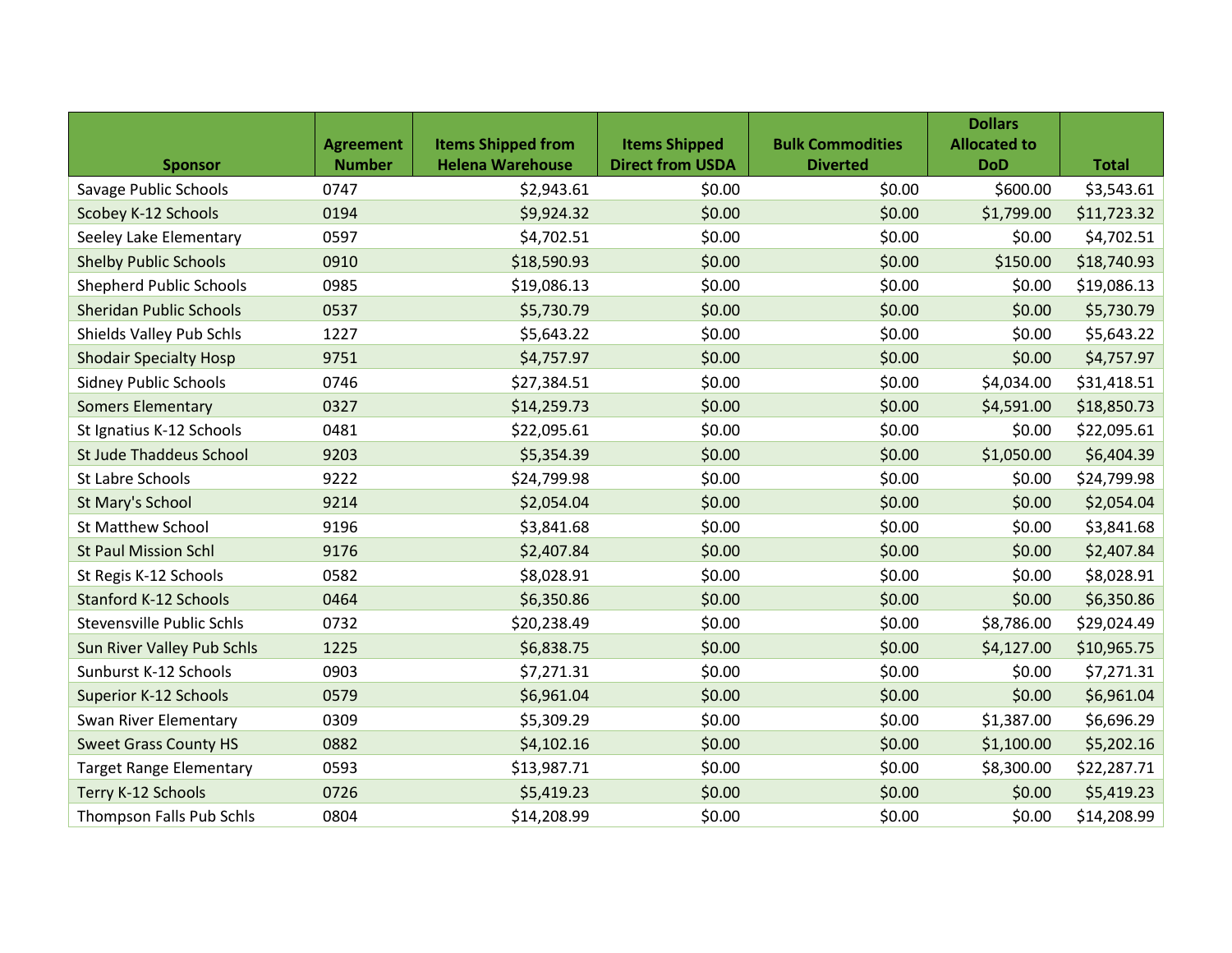| Sponsor | Agreement Number | Items Shipped from Helena Warehouse | Items Shipped Direct from USDA | Bulk Commodities Diverted | Dollars Allocated to DoD | Total |
|---|---|---|---|---|---|---|
| Savage Public Schools | 0747 | $2,943.61 | $0.00 | $0.00 | $600.00 | $3,543.61 |
| Scobey K-12 Schools | 0194 | $9,924.32 | $0.00 | $0.00 | $1,799.00 | $11,723.32 |
| Seeley Lake Elementary | 0597 | $4,702.51 | $0.00 | $0.00 | $0.00 | $4,702.51 |
| Shelby Public Schools | 0910 | $18,590.93 | $0.00 | $0.00 | $150.00 | $18,740.93 |
| Shepherd Public Schools | 0985 | $19,086.13 | $0.00 | $0.00 | $0.00 | $19,086.13 |
| Sheridan Public Schools | 0537 | $5,730.79 | $0.00 | $0.00 | $0.00 | $5,730.79 |
| Shields Valley Pub Schls | 1227 | $5,643.22 | $0.00 | $0.00 | $0.00 | $5,643.22 |
| Shodair Specialty Hosp | 9751 | $4,757.97 | $0.00 | $0.00 | $0.00 | $4,757.97 |
| Sidney Public Schools | 0746 | $27,384.51 | $0.00 | $0.00 | $4,034.00 | $31,418.51 |
| Somers Elementary | 0327 | $14,259.73 | $0.00 | $0.00 | $4,591.00 | $18,850.73 |
| St Ignatius K-12 Schools | 0481 | $22,095.61 | $0.00 | $0.00 | $0.00 | $22,095.61 |
| St Jude Thaddeus School | 9203 | $5,354.39 | $0.00 | $0.00 | $1,050.00 | $6,404.39 |
| St Labre Schools | 9222 | $24,799.98 | $0.00 | $0.00 | $0.00 | $24,799.98 |
| St Mary's School | 9214 | $2,054.04 | $0.00 | $0.00 | $0.00 | $2,054.04 |
| St Matthew School | 9196 | $3,841.68 | $0.00 | $0.00 | $0.00 | $3,841.68 |
| St Paul Mission Schl | 9176 | $2,407.84 | $0.00 | $0.00 | $0.00 | $2,407.84 |
| St Regis K-12 Schools | 0582 | $8,028.91 | $0.00 | $0.00 | $0.00 | $8,028.91 |
| Stanford K-12 Schools | 0464 | $6,350.86 | $0.00 | $0.00 | $0.00 | $6,350.86 |
| Stevensville Public Schls | 0732 | $20,238.49 | $0.00 | $0.00 | $8,786.00 | $29,024.49 |
| Sun River Valley Pub Schls | 1225 | $6,838.75 | $0.00 | $0.00 | $4,127.00 | $10,965.75 |
| Sunburst K-12 Schools | 0903 | $7,271.31 | $0.00 | $0.00 | $0.00 | $7,271.31 |
| Superior K-12 Schools | 0579 | $6,961.04 | $0.00 | $0.00 | $0.00 | $6,961.04 |
| Swan River Elementary | 0309 | $5,309.29 | $0.00 | $0.00 | $1,387.00 | $6,696.29 |
| Sweet Grass County HS | 0882 | $4,102.16 | $0.00 | $0.00 | $1,100.00 | $5,202.16 |
| Target Range Elementary | 0593 | $13,987.71 | $0.00 | $0.00 | $8,300.00 | $22,287.71 |
| Terry K-12 Schools | 0726 | $5,419.23 | $0.00 | $0.00 | $0.00 | $5,419.23 |
| Thompson Falls Pub Schls | 0804 | $14,208.99 | $0.00 | $0.00 | $0.00 | $14,208.99 |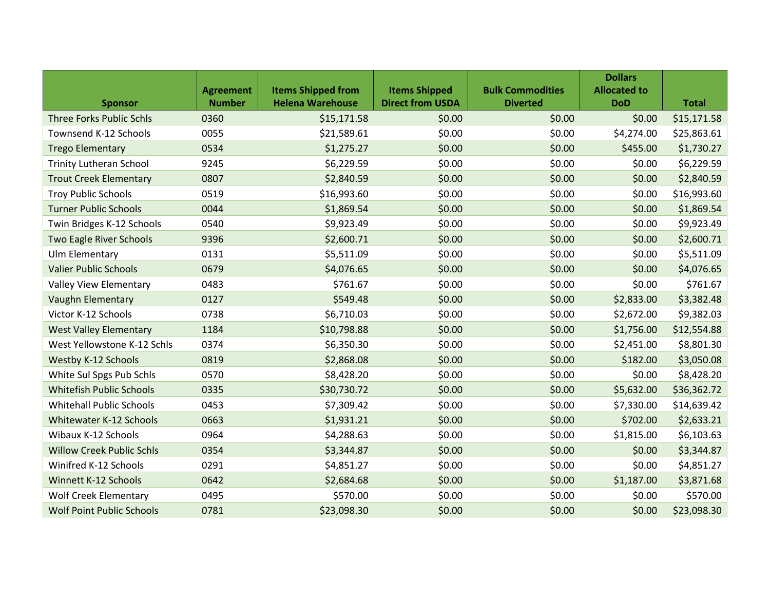| Sponsor | Agreement Number | Items Shipped from Helena Warehouse | Items Shipped Direct from USDA | Bulk Commodities Diverted | Dollars Allocated to DoD | Total |
|---|---|---|---|---|---|---|
| Three Forks Public Schls | 0360 | $15,171.58 | $0.00 | $0.00 | $0.00 | $15,171.58 |
| Townsend K-12 Schools | 0055 | $21,589.61 | $0.00 | $0.00 | $4,274.00 | $25,863.61 |
| Trego Elementary | 0534 | $1,275.27 | $0.00 | $0.00 | $455.00 | $1,730.27 |
| Trinity Lutheran School | 9245 | $6,229.59 | $0.00 | $0.00 | $0.00 | $6,229.59 |
| Trout Creek Elementary | 0807 | $2,840.59 | $0.00 | $0.00 | $0.00 | $2,840.59 |
| Troy Public Schools | 0519 | $16,993.60 | $0.00 | $0.00 | $0.00 | $16,993.60 |
| Turner Public Schools | 0044 | $1,869.54 | $0.00 | $0.00 | $0.00 | $1,869.54 |
| Twin Bridges K-12 Schools | 0540 | $9,923.49 | $0.00 | $0.00 | $0.00 | $9,923.49 |
| Two Eagle River Schools | 9396 | $2,600.71 | $0.00 | $0.00 | $0.00 | $2,600.71 |
| Ulm Elementary | 0131 | $5,511.09 | $0.00 | $0.00 | $0.00 | $5,511.09 |
| Valier Public Schools | 0679 | $4,076.65 | $0.00 | $0.00 | $0.00 | $4,076.65 |
| Valley View Elementary | 0483 | $761.67 | $0.00 | $0.00 | $0.00 | $761.67 |
| Vaughn Elementary | 0127 | $549.48 | $0.00 | $0.00 | $2,833.00 | $3,382.48 |
| Victor K-12 Schools | 0738 | $6,710.03 | $0.00 | $0.00 | $2,672.00 | $9,382.03 |
| West Valley Elementary | 1184 | $10,798.88 | $0.00 | $0.00 | $1,756.00 | $12,554.88 |
| West Yellowstone K-12 Schls | 0374 | $6,350.30 | $0.00 | $0.00 | $2,451.00 | $8,801.30 |
| Westby K-12 Schools | 0819 | $2,868.08 | $0.00 | $0.00 | $182.00 | $3,050.08 |
| White Sul Spgs Pub Schls | 0570 | $8,428.20 | $0.00 | $0.00 | $0.00 | $8,428.20 |
| Whitefish Public Schools | 0335 | $30,730.72 | $0.00 | $0.00 | $5,632.00 | $36,362.72 |
| Whitehall Public Schools | 0453 | $7,309.42 | $0.00 | $0.00 | $7,330.00 | $14,639.42 |
| Whitewater K-12 Schools | 0663 | $1,931.21 | $0.00 | $0.00 | $702.00 | $2,633.21 |
| Wibaux K-12 Schools | 0964 | $4,288.63 | $0.00 | $0.00 | $1,815.00 | $6,103.63 |
| Willow Creek Public Schls | 0354 | $3,344.87 | $0.00 | $0.00 | $0.00 | $3,344.87 |
| Winifred K-12 Schools | 0291 | $4,851.27 | $0.00 | $0.00 | $0.00 | $4,851.27 |
| Winnett K-12 Schools | 0642 | $2,684.68 | $0.00 | $0.00 | $1,187.00 | $3,871.68 |
| Wolf Creek Elementary | 0495 | $570.00 | $0.00 | $0.00 | $0.00 | $570.00 |
| Wolf Point Public Schools | 0781 | $23,098.30 | $0.00 | $0.00 | $0.00 | $23,098.30 |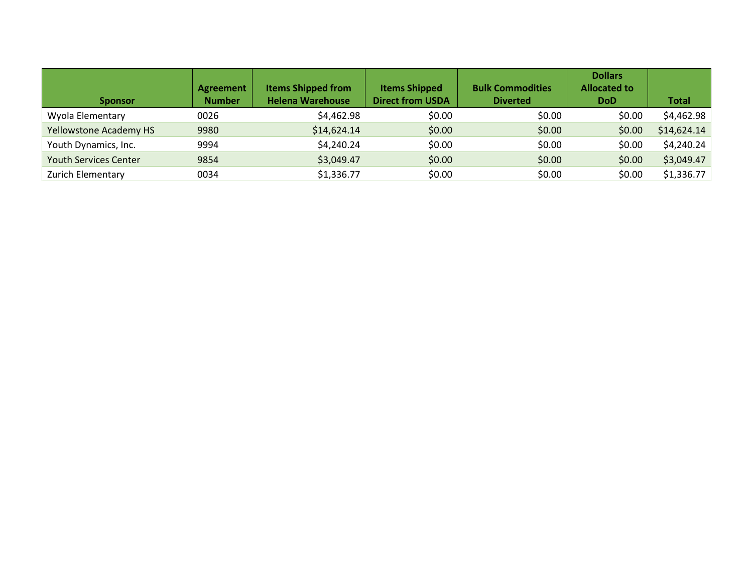| Sponsor | Agreement Number | Items Shipped from Helena Warehouse | Items Shipped Direct from USDA | Bulk Commodities Diverted | Dollars Allocated to DoD | Total |
|---|---|---|---|---|---|---|
| Wyola Elementary | 0026 | $4,462.98 | $0.00 | $0.00 | $0.00 | $4,462.98 |
| Yellowstone Academy HS | 9980 | $14,624.14 | $0.00 | $0.00 | $0.00 | $14,624.14 |
| Youth Dynamics, Inc. | 9994 | $4,240.24 | $0.00 | $0.00 | $0.00 | $4,240.24 |
| Youth Services Center | 9854 | $3,049.47 | $0.00 | $0.00 | $0.00 | $3,049.47 |
| Zurich Elementary | 0034 | $1,336.77 | $0.00 | $0.00 | $0.00 | $1,336.77 |